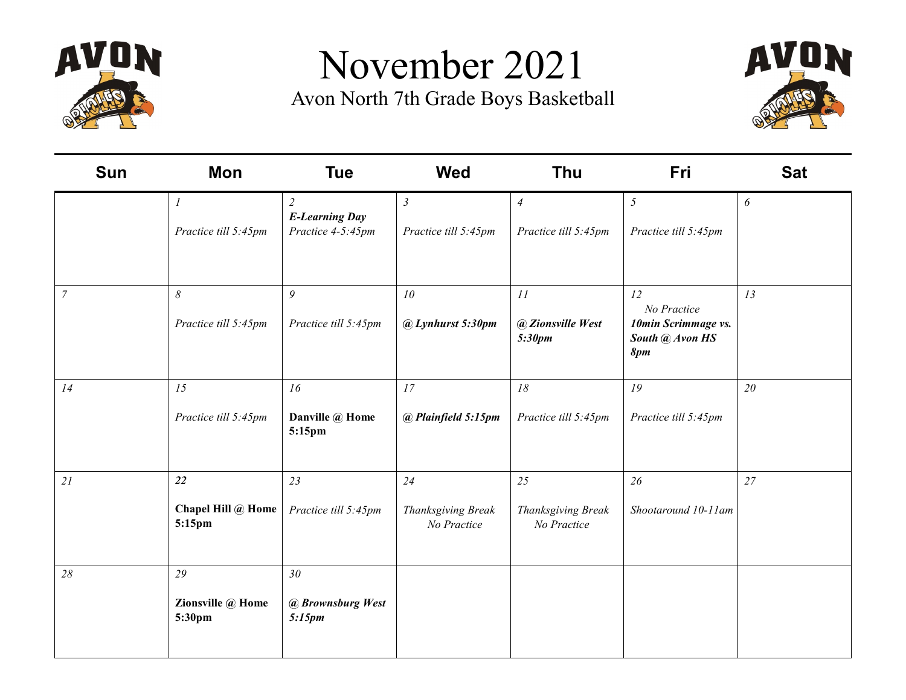# November 2021

## Avon North 7th Grade Boys Basketball

| Sun | Mon | Tue | Wed | Thu | Fri | Sat |
|---|---|---|---|---|---|---|
| | *1*<br>*Practice till 5:45pm* | *2*<br>***E-Learning Day***<br>*Practice 4-5:45pm* | *3*<br>*Practice till 5:45pm* | *4*<br>*Practice till 5:45pm* | *5*<br>*Practice till 5:45pm* | *6* |
| *7* | *8*<br>*Practice till 5:45pm* | *9*<br>*Practice till 5:45pm* | *10*<br>***@ Lynhurst 5:30pm*** | *11*<br>***@ Zionsville West 5:30pm*** | *12*<br>*No Practice*<br>***10min Scrimmage vs. South @ Avon HS 8pm*** | *13* |
| *14* | *15*<br>*Practice till 5:45pm* | *16*<br>**Danville @ Home 5:15pm** | *17*<br>***@ Plainfield 5:15pm*** | *18*<br>*Practice till 5:45pm* | *19*<br>*Practice till 5:45pm* | *20* |
| *21* | ***22***<br>**Chapel Hill @ Home 5:15pm** | *23*<br>*Practice till 5:45pm* | *24*<br>*Thanksgiving Break No Practice* | *25*<br>*Thanksgiving Break No Practice* | *26*<br>*Shootaround 10-11am* | *27* |
| *28* | *29*<br>**Zionsville @ Home 5:30pm** | *30*<br>***@ Brownsburg West 5:15pm*** | | | | |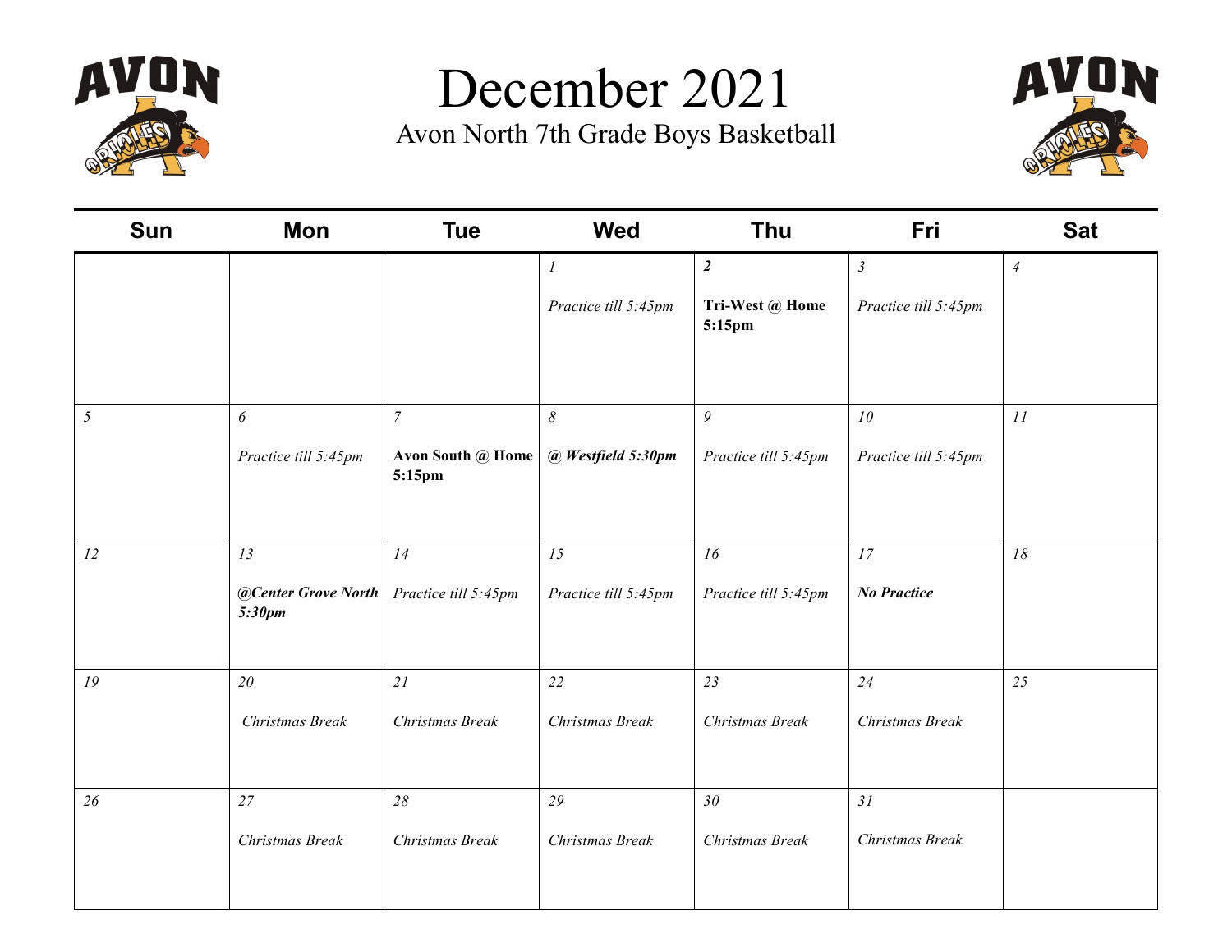# December 2021

## Avon North 7th Grade Boys Basketball

| Sun | Mon | Tue | Wed | Thu | Fri | Sat |
|---|---|---|---|---|---|---|
| | | | *1* *Practice till 5:45pm* | ***2*** **Tri-West @ Home 5:15pm** | *3* *Practice till 5:45pm* | *4* |
| *5* | *6* *Practice till 5:45pm* | *7* **Avon South @ Home 5:15pm** | *8* ***@ Westfield 5:30pm*** | *9* *Practice till 5:45pm* | *10* *Practice till 5:45pm* | *11* |
| *12* | *13* ***@Center Grove North 5:30pm*** | *14* *Practice till 5:45pm* | *15* *Practice till 5:45pm* | *16* *Practice till 5:45pm* | *17* ***No Practice*** | *18* |
| *19* | *20* *Christmas Break* | *21* *Christmas Break* | *22* *Christmas Break* | *23* *Christmas Break* | *24* *Christmas Break* | *25* |
| *26* | *27* *Christmas Break* | *28* *Christmas Break* | *29* *Christmas Break* | *30* *Christmas Break* | *31* *Christmas Break* | |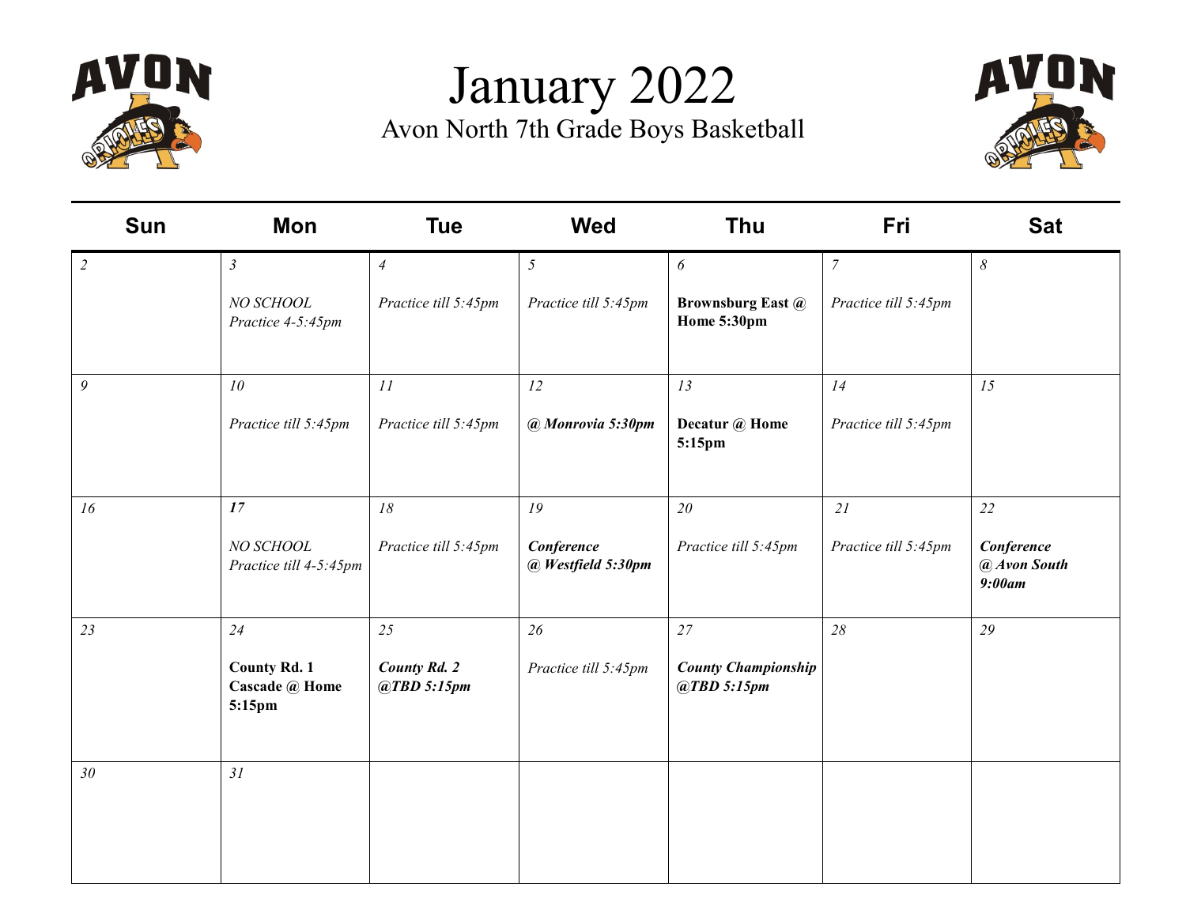# January 2022

## Avon North 7th Grade Boys Basketball

| Sun | Mon | Tue | Wed | Thu | Fri | Sat |
|---|---|---|---|---|---|---|
| *2* | *3*<br>*NO SCHOOL*<br>*Practice 4-5:45pm* | *4*<br>*Practice till 5:45pm* | *5*<br>*Practice till 5:45pm* | *6*<br>**Brownsburg East @ Home 5:30pm** | *7*<br>*Practice till 5:45pm* | *8* |
| *9* | *10*<br>*Practice till 5:45pm* | *11*<br>*Practice till 5:45pm* | *12*<br>***@ Monrovia 5:30pm*** | *13*<br>**Decatur @ Home 5:15pm** | *14*<br>*Practice till 5:45pm* | *15* |
| *16* | ***17***<br>*NO SCHOOL*<br>*Practice till 4-5:45pm* | *18*<br>*Practice till 5:45pm* | *19*<br>***Conference @ Westfield 5:30pm*** | *20*<br>*Practice till 5:45pm* | *21*<br>*Practice till 5:45pm* | *22*<br>***Conference @ Avon South 9:00am*** |
| *23* | *24*<br>**County Rd. 1 Cascade @ Home 5:15pm** | *25*<br>***County Rd. 2 @TBD 5:15pm*** | *26*<br>*Practice till 5:45pm* | *27*<br>***County Championship @TBD 5:15pm*** | *28* | *29* |
| *30* | *31* | | | | | |